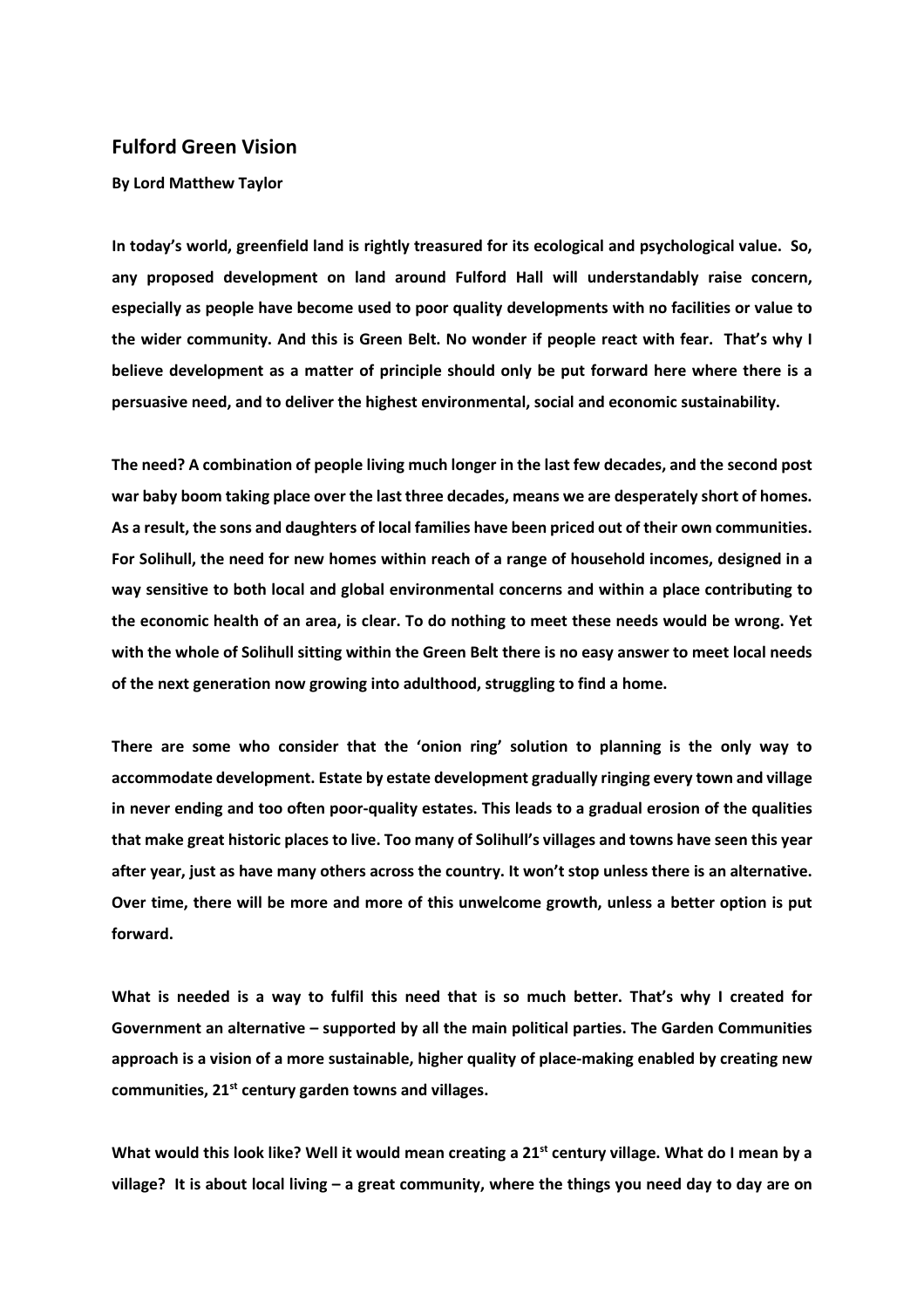## Fulford Green Vision

**By Lord Matthew Taylor**

**In today's world, greenfield land is rightly treasured for its ecological and psychological value. So, any proposed development on land around Fulford Hall will understandably raise concern, especially as people have become used to poor quality developments with no facilities or value to the wider community. And this is Green Belt. No wonder if people react with fear. That's why I believe development as a matter of principle should only be put forward here where there is a persuasive need, and to deliver the highest environmental, social and economic sustainability.**

**The need? A combination of people living much longer in the last few decades, and the second post war baby boom taking place over the last three decades, means we are desperately short of homes. As a result, the sons and daughters of local families have been priced out of their own communities. For Solihull, the need for new homes within reach of a range of household incomes, designed in a way sensitive to both local and global environmental concerns and within a place contributing to the economic health of an area, is clear. To do nothing to meet these needs would be wrong. Yet with the whole of Solihull sitting within the Green Belt there is no easy answer to meet local needs of the next generation now growing into adulthood, struggling to find a home.**

**There are some who consider that the 'onion ring' solution to planning is the only way to accommodate development. Estate by estate development gradually ringing every town and village in never ending and too often poor-quality estates. This leads to a gradual erosion of the qualities that make great historic places to live. Too many of Solihull's villages and towns have seen this year after year, just as have many others across the country. It won't stop unless there is an alternative. Over time, there will be more and more of this unwelcome growth, unless a better option is put forward.**

**What is needed is a way to fulfil this need that is so much better. That's why I created for Government an alternative – supported by all the main political parties. The Garden Communities approach is a vision of a more sustainable, higher quality of place-making enabled by creating new communities, 21st century garden towns and villages.**

**What would this look like? Well it would mean creating a 21st century village. What do I mean by a village? It is about local living – a great community, where the things you need day to day are on**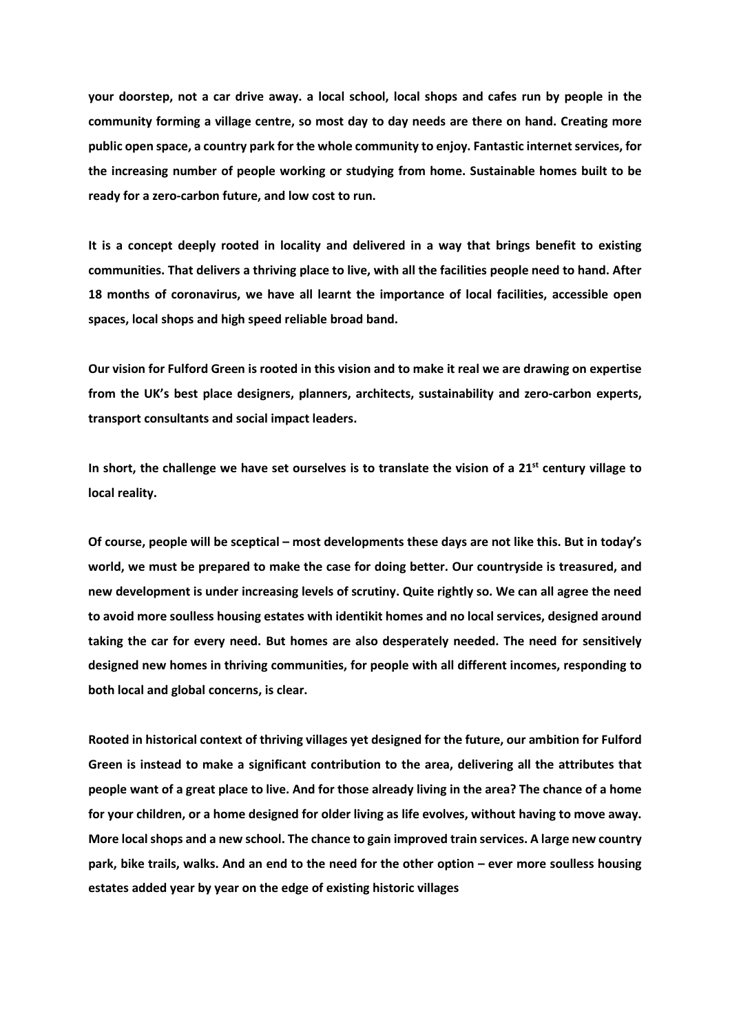**your doorstep, not a car drive away. a local school, local shops and cafes run by people in the community forming a village centre, so most day to day needs are there on hand. Creating more public open space, a country park for the whole community to enjoy. Fantastic internet services, for the increasing number of people working or studying from home. Sustainable homes built to be ready for a zero-carbon future, and low cost to run.**

**It is a concept deeply rooted in locality and delivered in a way that brings benefit to existing communities. That delivers a thriving place to live, with all the facilities people need to hand. After 18 months of coronavirus, we have all learnt the importance of local facilities, accessible open spaces, local shops and high speed reliable broad band.**

**Our vision for Fulford Green is rooted in this vision and to make it real we are drawing on expertise from the UK's best place designers, planners, architects, sustainability and zero-carbon experts, transport consultants and social impact leaders.**

**In short, the challenge we have set ourselves is to translate the vision of a 21st century village to local reality.**

**Of course, people will be sceptical – most developments these days are not like this. But in today's world, we must be prepared to make the case for doing better. Our countryside is treasured, and new development is under increasing levels of scrutiny. Quite rightly so. We can all agree the need to avoid more soulless housing estates with identikit homes and no local services, designed around taking the car for every need. But homes are also desperately needed. The need for sensitively designed new homes in thriving communities, for people with all different incomes, responding to both local and global concerns, is clear.**

**Rooted in historical context of thriving villages yet designed for the future, our ambition for Fulford Green is instead to make a significant contribution to the area, delivering all the attributes that people want of a great place to live. And for those already living in the area? The chance of a home for your children, or a home designed for older living as life evolves, without having to move away. More local shops and a new school. The chance to gain improved train services. A large new country park, bike trails, walks. And an end to the need for the other option – ever more soulless housing estates added year by year on the edge of existing historic villages**